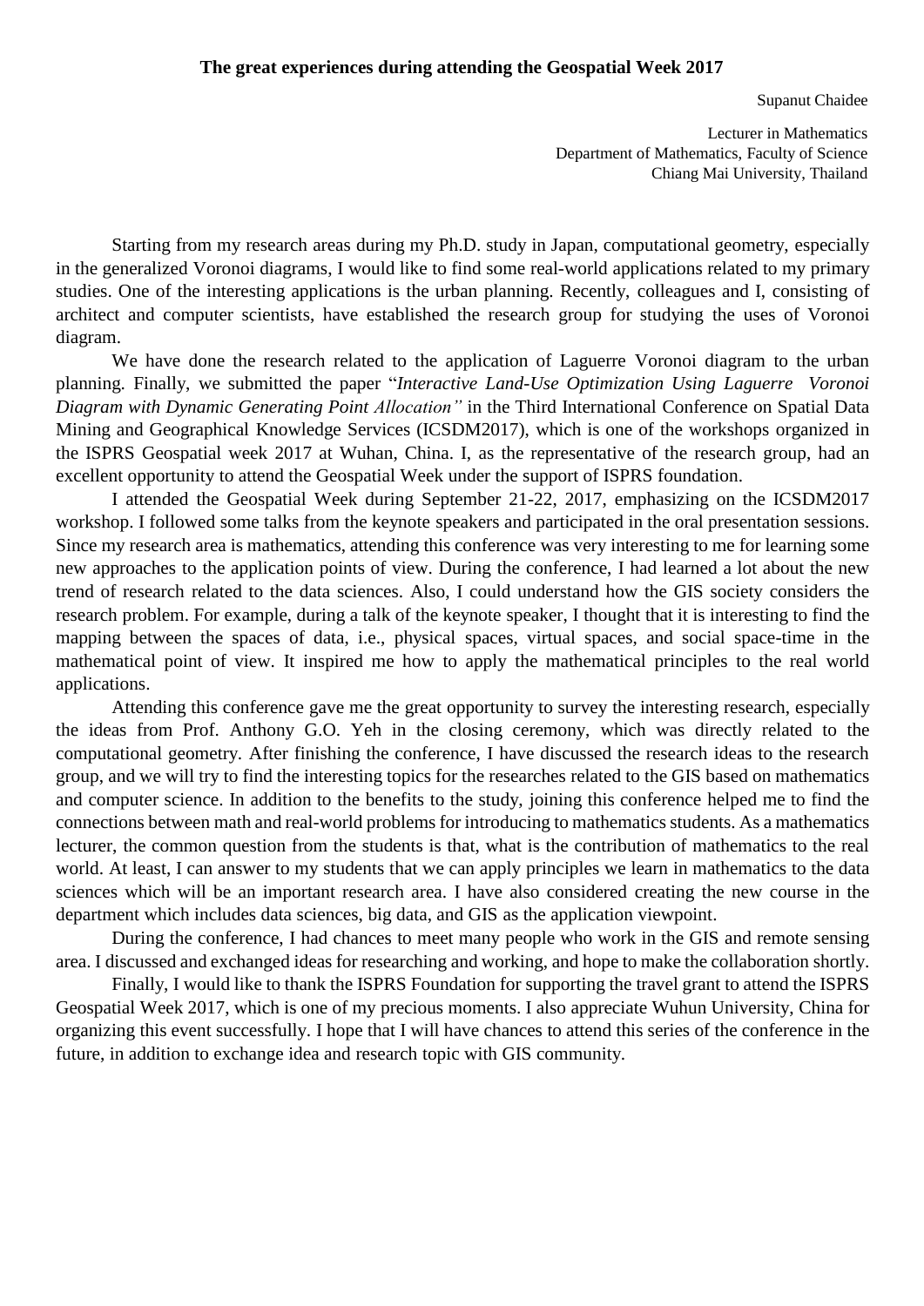**The great experiences during attending the Geospatial Week 2017**

Supanut Chaidee

Lecturer in Mathematics
Department of Mathematics, Faculty of Science
Chiang Mai University, Thailand

Starting from my research areas during my Ph.D. study in Japan, computational geometry, especially in the generalized Voronoi diagrams, I would like to find some real-world applications related to my primary studies. One of the interesting applications is the urban planning. Recently, colleagues and I, consisting of architect and computer scientists, have established the research group for studying the uses of Voronoi diagram.

We have done the research related to the application of Laguerre Voronoi diagram to the urban planning. Finally, we submitted the paper "*Interactive Land-Use Optimization Using Laguerre Voronoi Diagram with Dynamic Generating Point Allocation"* in the Third International Conference on Spatial Data Mining and Geographical Knowledge Services (ICSDM2017), which is one of the workshops organized in the ISPRS Geospatial week 2017 at Wuhan, China. I, as the representative of the research group, had an excellent opportunity to attend the Geospatial Week under the support of ISPRS foundation.

I attended the Geospatial Week during September 21-22, 2017, emphasizing on the ICSDM2017 workshop. I followed some talks from the keynote speakers and participated in the oral presentation sessions. Since my research area is mathematics, attending this conference was very interesting to me for learning some new approaches to the application points of view. During the conference, I had learned a lot about the new trend of research related to the data sciences. Also, I could understand how the GIS society considers the research problem. For example, during a talk of the keynote speaker, I thought that it is interesting to find the mapping between the spaces of data, i.e., physical spaces, virtual spaces, and social space-time in the mathematical point of view. It inspired me how to apply the mathematical principles to the real world applications.

Attending this conference gave me the great opportunity to survey the interesting research, especially the ideas from Prof. Anthony G.O. Yeh in the closing ceremony, which was directly related to the computational geometry. After finishing the conference, I have discussed the research ideas to the research group, and we will try to find the interesting topics for the researches related to the GIS based on mathematics and computer science. In addition to the benefits to the study, joining this conference helped me to find the connections between math and real-world problems for introducing to mathematics students. As a mathematics lecturer, the common question from the students is that, what is the contribution of mathematics to the real world. At least, I can answer to my students that we can apply principles we learn in mathematics to the data sciences which will be an important research area. I have also considered creating the new course in the department which includes data sciences, big data, and GIS as the application viewpoint.

During the conference, I had chances to meet many people who work in the GIS and remote sensing area. I discussed and exchanged ideas for researching and working, and hope to make the collaboration shortly.

Finally, I would like to thank the ISPRS Foundation for supporting the travel grant to attend the ISPRS Geospatial Week 2017, which is one of my precious moments. I also appreciate Wuhun University, China for organizing this event successfully. I hope that I will have chances to attend this series of the conference in the future, in addition to exchange idea and research topic with GIS community.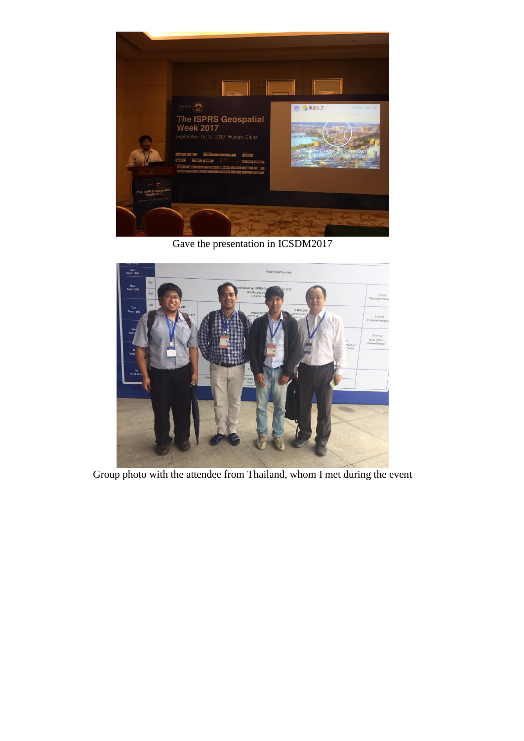Gave the presentation in ICSDM2017

Group photo with the attendee from Thailand, whom I met during the event